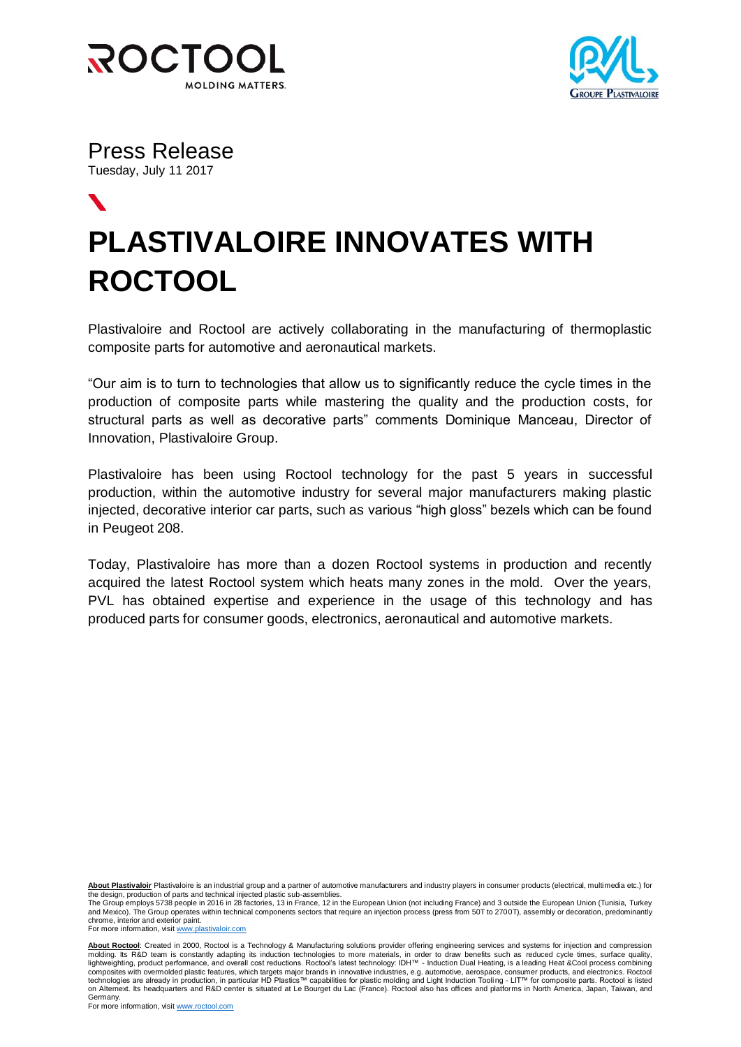Press Release

Tuesday, July 11 2017

# PLASTIVALOIRE INNOVATES WITH ROCTOOL

Plastivaloire and Roctool are actively collaborating in the manufacturing of thermoplastic composite parts for automotive and aeronautical markets.

"Our aim is to turn to technologies that allow us to significantly reduce the cycle times in the production of composite parts while mastering the quality and the production costs, for structural parts as well as decorative parts" comments Dominique Manceau, Director of Innovation, Plastivaloire Group.

Plastivaloire has been using Roctool technology for the past 5 years in successful production, within the automotive industry for several major manufacturers making plastic injected, decorative interior car parts, such as various "high gloss" bezels which can be found in Peugeot 208.

Today, Plastivaloire has more than a dozen Roctool systems in production and recently acquired the latest Roctool system which heats many zones in the mold. Over the years, PVL has obtained expertise and experience in the usage of this technology and has produced parts for consumer goods, electronics, aeronautical and automotive markets.

**About Plastivaloir** Plastivaloire is an industrial group and a partner of automotive manufacturers and industry players in consumer products (electrical, multimedia etc.) for the design, production of parts and technical injected plastic sub-assemblies.
The Group employs 5738 people in 2016 in 28 factories, 13 in France, 12 in the European Union (not including France) and 3 outside the European Union (Tunisia, Turkey and Mexico). The Group operates within technical components sectors that require an injection process (press from 50T to 2700T), assembly or decoration, predominantly chrome, interior and exterior paint.
For more information, visit www.plastivaloir.com

**About Roctool**: Created in 2000, Roctool is a Technology & Manufacturing solutions provider offering engineering services and systems for injection and compression molding. Its R&D team is constantly adapting its induction technologies to more materials, in order to draw benefits such as reduced cycle times, surface quality, lightweighting, product performance, and overall cost reductions. Roctool's latest technology: IDH™ - Induction Dual Heating, is a leading Heat &Cool process combining composites with overmolded plastic features, which targets major brands in innovative industries, e.g. automotive, aerospace, consumer products, and electronics. Roctool technologies are already in production, in particular HD Plastics™ capabilities for plastic molding and Light Induction Tooling - LIT™ for composite parts. Roctool is listed on Alternext. Its headquarters and R&D center is situated at Le Bourget du Lac (France). Roctool also has offices and platforms in North America, Japan, Taiwan, and Germany.
For more information, visit www.roctool.com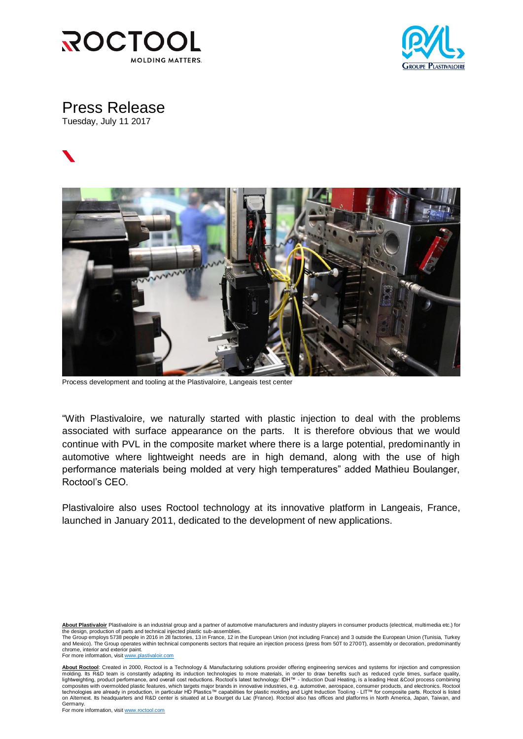# Press Release

Tuesday, July 11 2017

Process development and tooling at the Plastivaloire, Langeais test center

"With Plastivaloire, we naturally started with plastic injection to deal with the problems associated with surface appearance on the parts. It is therefore obvious that we would continue with PVL in the composite market where there is a large potential, predominantly in automotive where lightweight needs are in high demand, along with the use of high performance materials being molded at very high temperatures" added Mathieu Boulanger, Roctool's CEO.

Plastivaloire also uses Roctool technology at its innovative platform in Langeais, France, launched in January 2011, dedicated to the development of new applications.

**About Plastivaloir** Plastivaloire is an industrial group and a partner of automotive manufacturers and industry players in consumer products (electrical, multimedia etc.) for the design, production of parts and technical injected plastic sub-assemblies.
The Group employs 5738 people in 2016 in 28 factories, 13 in France, 12 in the European Union (not including France) and 3 outside the European Union (Tunisia, Turkey and Mexico). The Group operates within technical components sectors that require an injection process (press from 50T to 2700T), assembly or decoration, predominantly chrome, interior and exterior paint.
For more information, visit www.plastivaloir.com

**About Roctool**: Created in 2000, Roctool is a Technology & Manufacturing solutions provider offering engineering services and systems for injection and compression molding. Its R&D team is constantly adapting its induction technologies to more materials, in order to draw benefits such as reduced cycle times, surface quality, lightweighting, product performance, and overall cost reductions. Roctool's latest technology: IDH™ - Induction Dual Heating, is a leading Heat &Cool process combining composites with overmolded plastic features, which targets major brands in innovative industries, e.g. automotive, aerospace, consumer products, and electronics. Roctool technologies are already in production, in particular HD Plastics™ capabilities for plastic molding and Light Induction Tooling - LIT™ for composite parts. Roctool is listed on Alternext. Its headquarters and R&D center is situated at Le Bourget du Lac (France). Roctool also has offices and platforms in North America, Japan, Taiwan, and Germany.
For more information, visit www.roctool.com